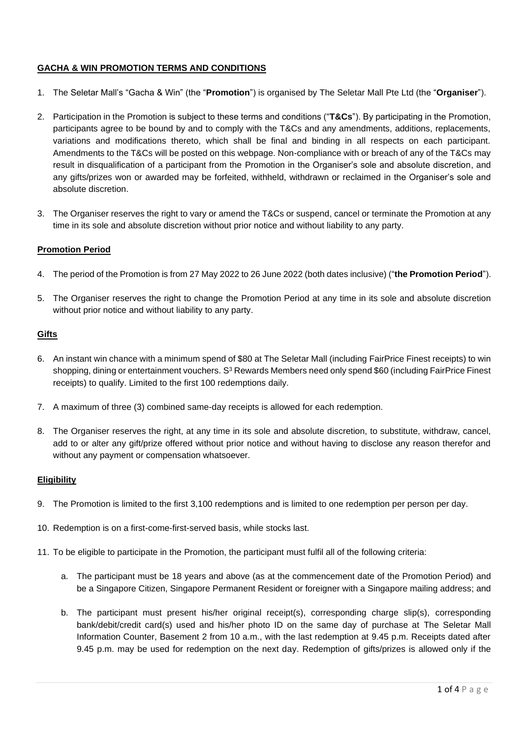## GACHA & WIN PROMOTION TERMS AND CONDITIONS

1. The Seletar Mall's "Gacha & Win" (the "**Promotion**") is organised by The Seletar Mall Pte Ltd (the "**Organiser**").

2. Participation in the Promotion is subject to these terms and conditions ("**T&Cs**"). By participating in the Promotion, participants agree to be bound by and to comply with the T&Cs and any amendments, additions, replacements, variations and modifications thereto, which shall be final and binding in all respects on each participant. Amendments to the T&Cs will be posted on this webpage. Non-compliance with or breach of any of the T&Cs may result in disqualification of a participant from the Promotion in the Organiser's sole and absolute discretion, and any gifts/prizes won or awarded may be forfeited, withheld, withdrawn or reclaimed in the Organiser's sole and absolute discretion.

3. The Organiser reserves the right to vary or amend the T&Cs or suspend, cancel or terminate the Promotion at any time in its sole and absolute discretion without prior notice and without liability to any party.

### Promotion Period

4. The period of the Promotion is from 27 May 2022 to 26 June 2022 (both dates inclusive) ("**the Promotion Period**").

5. The Organiser reserves the right to change the Promotion Period at any time in its sole and absolute discretion without prior notice and without liability to any party.

### Gifts

6. An instant win chance with a minimum spend of $80 at The Seletar Mall (including FairPrice Finest receipts) to win shopping, dining or entertainment vouchers. S³ Rewards Members need only spend $60 (including FairPrice Finest receipts) to qualify. Limited to the first 100 redemptions daily.

7. A maximum of three (3) combined same-day receipts is allowed for each redemption.

8. The Organiser reserves the right, at any time in its sole and absolute discretion, to substitute, withdraw, cancel, add to or alter any gift/prize offered without prior notice and without having to disclose any reason therefor and without any payment or compensation whatsoever.

### Eligibility

9. The Promotion is limited to the first 3,100 redemptions and is limited to one redemption per person per day.

10. Redemption is on a first-come-first-served basis, while stocks last.

11. To be eligible to participate in the Promotion, the participant must fulfil all of the following criteria:

    a. The participant must be 18 years and above (as at the commencement date of the Promotion Period) and be a Singapore Citizen, Singapore Permanent Resident or foreigner with a Singapore mailing address; and

    b. The participant must present his/her original receipt(s), corresponding charge slip(s), corresponding bank/debit/credit card(s) used and his/her photo ID on the same day of purchase at The Seletar Mall Information Counter, Basement 2 from 10 a.m., with the last redemption at 9.45 p.m. Receipts dated after 9.45 p.m. may be used for redemption on the next day. Redemption of gifts/prizes is allowed only if the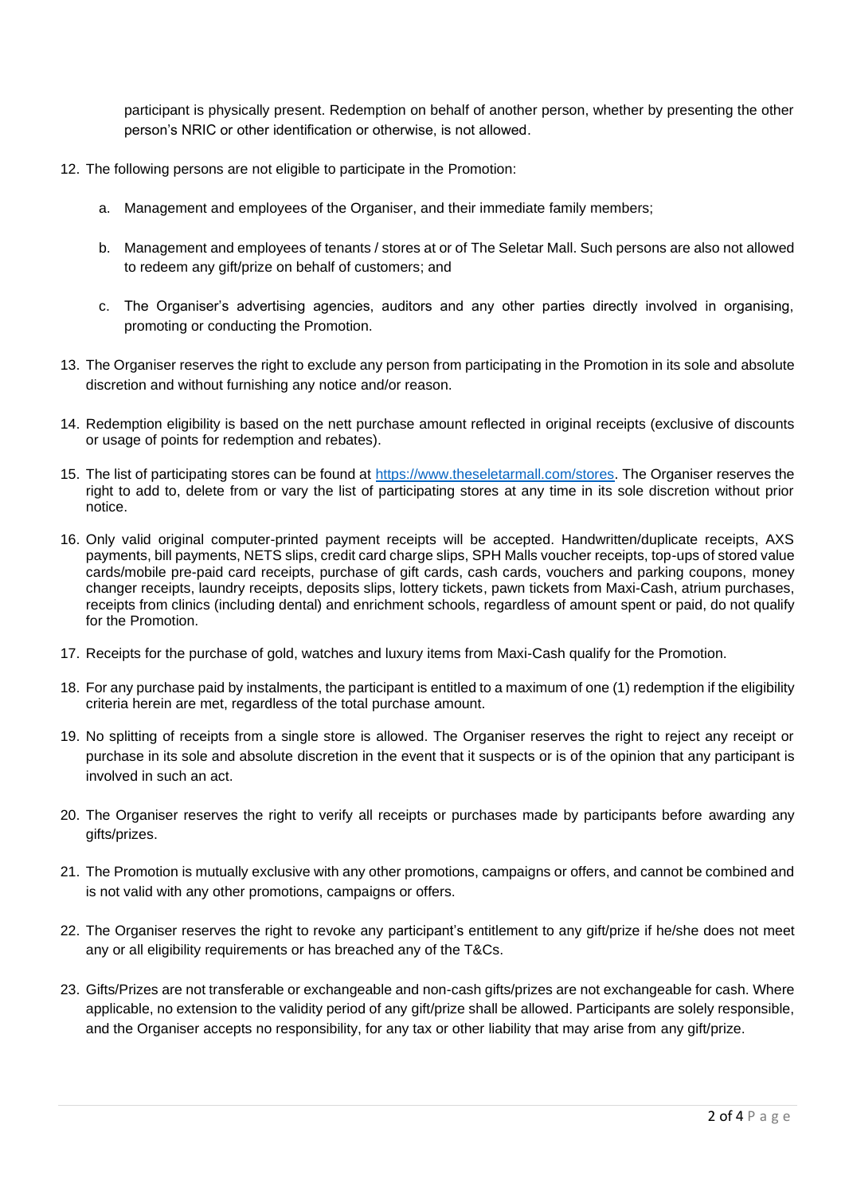participant is physically present. Redemption on behalf of another person, whether by presenting the other person's NRIC or other identification or otherwise, is not allowed.

12. The following persons are not eligible to participate in the Promotion:

    a. Management and employees of the Organiser, and their immediate family members;

    b. Management and employees of tenants / stores at or of The Seletar Mall. Such persons are also not allowed to redeem any gift/prize on behalf of customers; and

    c. The Organiser's advertising agencies, auditors and any other parties directly involved in organising, promoting or conducting the Promotion.

13. The Organiser reserves the right to exclude any person from participating in the Promotion in its sole and absolute discretion and without furnishing any notice and/or reason.

14. Redemption eligibility is based on the nett purchase amount reflected in original receipts (exclusive of discounts or usage of points for redemption and rebates).

15. The list of participating stores can be found at [https://www.theseletarmall.com/stores](https://www.theseletarmall.com/stores). The Organiser reserves the right to add to, delete from or vary the list of participating stores at any time in its sole discretion without prior notice.

16. Only valid original computer-printed payment receipts will be accepted. Handwritten/duplicate receipts, AXS payments, bill payments, NETS slips, credit card charge slips, SPH Malls voucher receipts, top-ups of stored value cards/mobile pre-paid card receipts, purchase of gift cards, cash cards, vouchers and parking coupons, money changer receipts, laundry receipts, deposits slips, lottery tickets, pawn tickets from Maxi-Cash, atrium purchases, receipts from clinics (including dental) and enrichment schools, regardless of amount spent or paid, do not qualify for the Promotion.

17. Receipts for the purchase of gold, watches and luxury items from Maxi-Cash qualify for the Promotion.

18. For any purchase paid by instalments, the participant is entitled to a maximum of one (1) redemption if the eligibility criteria herein are met, regardless of the total purchase amount.

19. No splitting of receipts from a single store is allowed. The Organiser reserves the right to reject any receipt or purchase in its sole and absolute discretion in the event that it suspects or is of the opinion that any participant is involved in such an act.

20. The Organiser reserves the right to verify all receipts or purchases made by participants before awarding any gifts/prizes.

21. The Promotion is mutually exclusive with any other promotions, campaigns or offers, and cannot be combined and is not valid with any other promotions, campaigns or offers.

22. The Organiser reserves the right to revoke any participant's entitlement to any gift/prize if he/she does not meet any or all eligibility requirements or has breached any of the T&Cs.

23. Gifts/Prizes are not transferable or exchangeable and non-cash gifts/prizes are not exchangeable for cash. Where applicable, no extension to the validity period of any gift/prize shall be allowed. Participants are solely responsible, and the Organiser accepts no responsibility, for any tax or other liability that may arise from any gift/prize.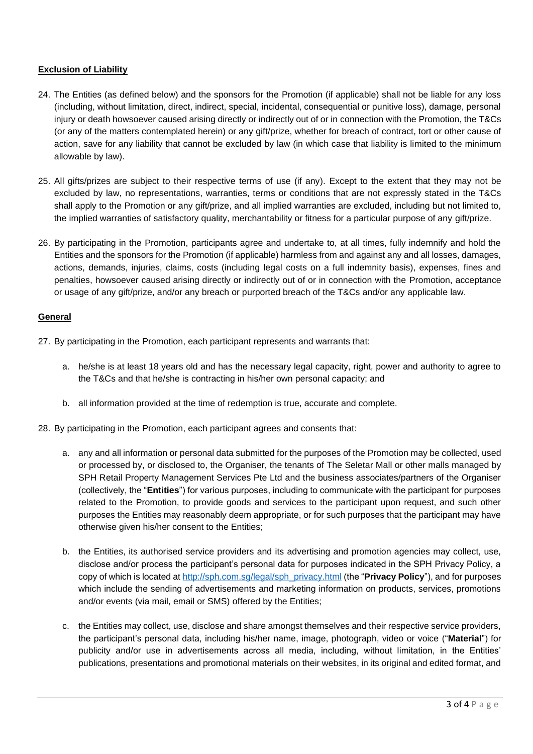**Exclusion of Liability**

24. The Entities (as defined below) and the sponsors for the Promotion (if applicable) shall not be liable for any loss (including, without limitation, direct, indirect, special, incidental, consequential or punitive loss), damage, personal injury or death howsoever caused arising directly or indirectly out of or in connection with the Promotion, the T&Cs (or any of the matters contemplated herein) or any gift/prize, whether for breach of contract, tort or other cause of action, save for any liability that cannot be excluded by law (in which case that liability is limited to the minimum allowable by law).

25. All gifts/prizes are subject to their respective terms of use (if any). Except to the extent that they may not be excluded by law, no representations, warranties, terms or conditions that are not expressly stated in the T&Cs shall apply to the Promotion or any gift/prize, and all implied warranties are excluded, including but not limited to, the implied warranties of satisfactory quality, merchantability or fitness for a particular purpose of any gift/prize.

26. By participating in the Promotion, participants agree and undertake to, at all times, fully indemnify and hold the Entities and the sponsors for the Promotion (if applicable) harmless from and against any and all losses, damages, actions, demands, injuries, claims, costs (including legal costs on a full indemnity basis), expenses, fines and penalties, howsoever caused arising directly or indirectly out of or in connection with the Promotion, acceptance or usage of any gift/prize, and/or any breach or purported breach of the T&Cs and/or any applicable law.

**General**

27. By participating in the Promotion, each participant represents and warrants that:

    a. he/she is at least 18 years old and has the necessary legal capacity, right, power and authority to agree to the T&Cs and that he/she is contracting in his/her own personal capacity; and

    b. all information provided at the time of redemption is true, accurate and complete.

28. By participating in the Promotion, each participant agrees and consents that:

    a. any and all information or personal data submitted for the purposes of the Promotion may be collected, used or processed by, or disclosed to, the Organiser, the tenants of The Seletar Mall or other malls managed by SPH Retail Property Management Services Pte Ltd and the business associates/partners of the Organiser (collectively, the "**Entities**") for various purposes, including to communicate with the participant for purposes related to the Promotion, to provide goods and services to the participant upon request, and such other purposes the Entities may reasonably deem appropriate, or for such purposes that the participant may have otherwise given his/her consent to the Entities;

    b. the Entities, its authorised service providers and its advertising and promotion agencies may collect, use, disclose and/or process the participant's personal data for purposes indicated in the SPH Privacy Policy, a copy of which is located at [http://sph.com.sg/legal/sph_privacy.html](http://sph.com.sg/legal/sph_privacy.html) (the "**Privacy Policy**"), and for purposes which include the sending of advertisements and marketing information on products, services, promotions and/or events (via mail, email or SMS) offered by the Entities;

    c. the Entities may collect, use, disclose and share amongst themselves and their respective service providers, the participant's personal data, including his/her name, image, photograph, video or voice ("**Material**") for publicity and/or use in advertisements across all media, including, without limitation, in the Entities' publications, presentations and promotional materials on their websites, in its original and edited format, and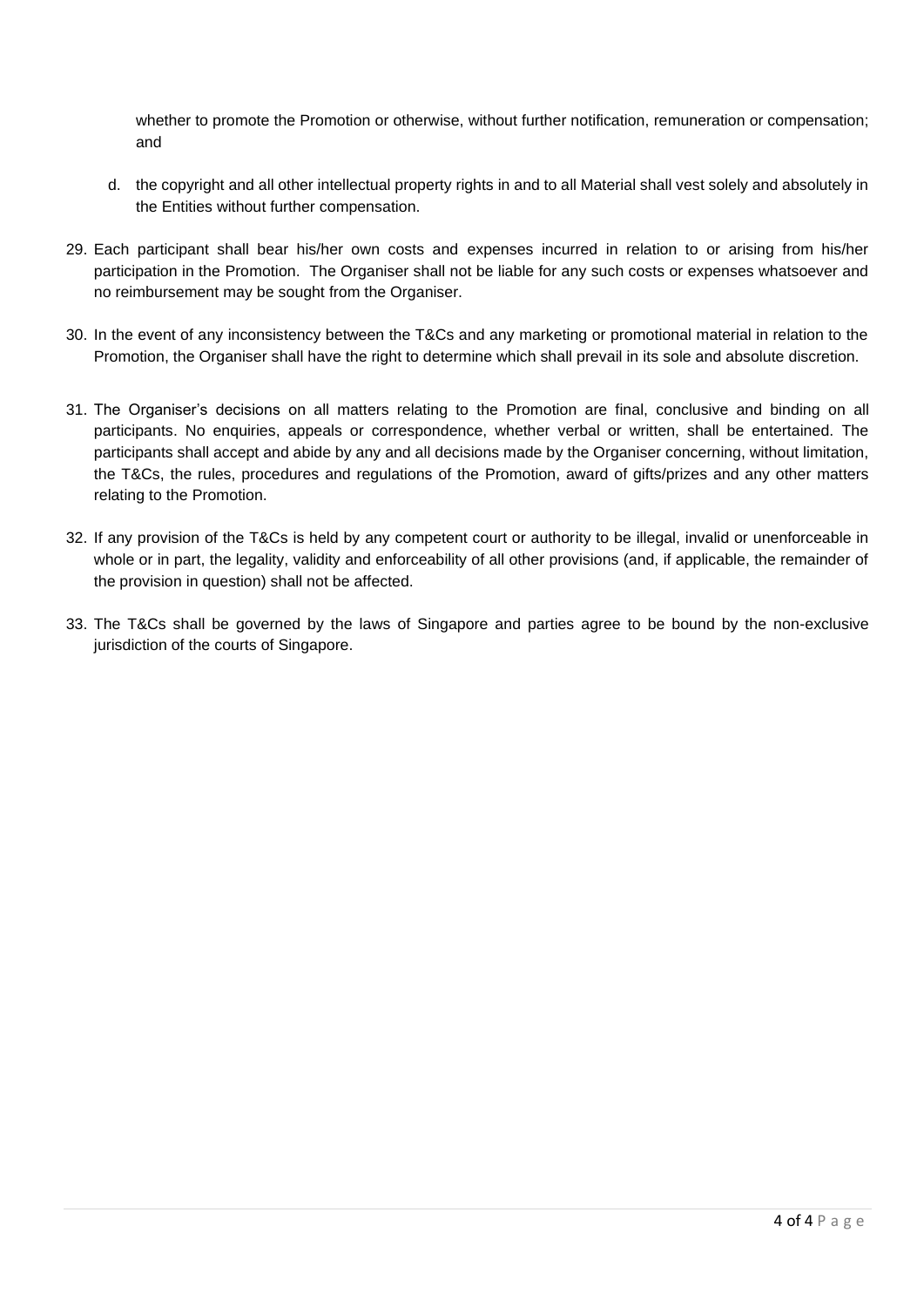whether to promote the Promotion or otherwise, without further notification, remuneration or compensation; and

d. the copyright and all other intellectual property rights in and to all Material shall vest solely and absolutely in the Entities without further compensation.

29. Each participant shall bear his/her own costs and expenses incurred in relation to or arising from his/her participation in the Promotion. The Organiser shall not be liable for any such costs or expenses whatsoever and no reimbursement may be sought from the Organiser.

30. In the event of any inconsistency between the T&Cs and any marketing or promotional material in relation to the Promotion, the Organiser shall have the right to determine which shall prevail in its sole and absolute discretion.

31. The Organiser's decisions on all matters relating to the Promotion are final, conclusive and binding on all participants. No enquiries, appeals or correspondence, whether verbal or written, shall be entertained. The participants shall accept and abide by any and all decisions made by the Organiser concerning, without limitation, the T&Cs, the rules, procedures and regulations of the Promotion, award of gifts/prizes and any other matters relating to the Promotion.

32. If any provision of the T&Cs is held by any competent court or authority to be illegal, invalid or unenforceable in whole or in part, the legality, validity and enforceability of all other provisions (and, if applicable, the remainder of the provision in question) shall not be affected.

33. The T&Cs shall be governed by the laws of Singapore and parties agree to be bound by the non-exclusive jurisdiction of the courts of Singapore.